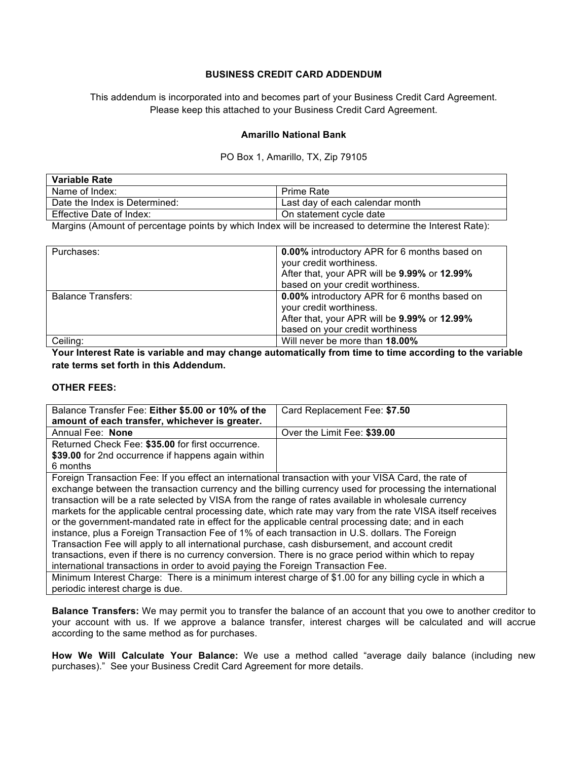# BUSINESS CREDIT CARD ADDENDUM

This addendum is incorporated into and becomes part of your Business Credit Card Agreement.
Please keep this attached to your Business Credit Card Agreement.

**Amarillo National Bank**

PO Box 1, Amarillo, TX, Zip 79105

| **Variable Rate** | |
|---|---|
| Name of Index: | Prime Rate |
| Date the Index is Determined: | Last day of each calendar month |
| Effective Date of Index: | On statement cycle date |

Margins (Amount of percentage points by which Index will be increased to determine the Interest Rate):

| | |
|---|---|
| Purchases: | **0.00%** introductory APR for 6 months based on your credit worthiness. After that, your APR will be **9.99%** or **12.99%** based on your credit worthiness. |
| Balance Transfers: | **0.00%** introductory APR for 6 months based on your credit worthiness. After that, your APR will be **9.99%** or **12.99%** based on your credit worthiness |
| Ceiling: | Will never be more than **18.00%** |

**Your Interest Rate is variable and may change automatically from time to time according to the variable rate terms set forth in this Addendum.**

**OTHER FEES:**

| | |
|---|---|
| Balance Transfer Fee: **Either $5.00 or 10% of the amount of each transfer, whichever is greater.** | Card Replacement Fee: **$7.50** |
| Annual Fee: **None** | Over the Limit Fee: **$39.00** |
| Returned Check Fee: **$35.00** for first occurrence. **$39.00** for 2nd occurrence if happens again within 6 months | |
| Foreign Transaction Fee: If you effect an international transaction with your VISA Card, the rate of exchange between the transaction currency and the billing currency used for processing the international transaction will be a rate selected by VISA from the range of rates available in wholesale currency markets for the applicable central processing date, which rate may vary from the rate VISA itself receives or the government-mandated rate in effect for the applicable central processing date; and in each instance, plus a Foreign Transaction Fee of 1% of each transaction in U.S. dollars. The Foreign Transaction Fee will apply to all international purchase, cash disbursement, and account credit transactions, even if there is no currency conversion. There is no grace period within which to repay international transactions in order to avoid paying the Foreign Transaction Fee. | |
| Minimum Interest Charge: There is a minimum interest charge of $1.00 for any billing cycle in which a periodic interest charge is due. | |

**Balance Transfers:** We may permit you to transfer the balance of an account that you owe to another creditor to your account with us. If we approve a balance transfer, interest charges will be calculated and will accrue according to the same method as for purchases.

**How We Will Calculate Your Balance:** We use a method called "average daily balance (including new purchases)." See your Business Credit Card Agreement for more details.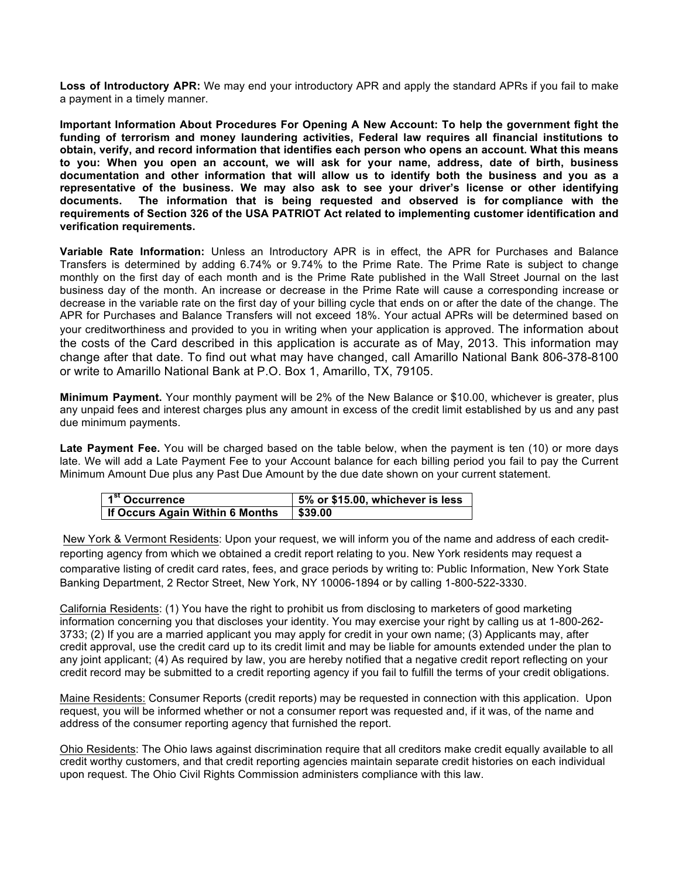**Loss of Introductory APR:** We may end your introductory APR and apply the standard APRs if you fail to make a payment in a timely manner.

**Important Information About Procedures For Opening A New Account: To help the government fight the funding of terrorism and money laundering activities, Federal law requires all financial institutions to obtain, verify, and record information that identifies each person who opens an account. What this means to you: When you open an account, we will ask for your name, address, date of birth, business documentation and other information that will allow us to identify both the business and you as a representative of the business. We may also ask to see your driver's license or other identifying documents. The information that is being requested and observed is for compliance with the requirements of Section 326 of the USA PATRIOT Act related to implementing customer identification and verification requirements.**

**Variable Rate Information:** Unless an Introductory APR is in effect, the APR for Purchases and Balance Transfers is determined by adding 6.74% or 9.74% to the Prime Rate. The Prime Rate is subject to change monthly on the first day of each month and is the Prime Rate published in the Wall Street Journal on the last business day of the month. An increase or decrease in the Prime Rate will cause a corresponding increase or decrease in the variable rate on the first day of your billing cycle that ends on or after the date of the change. The APR for Purchases and Balance Transfers will not exceed 18%. Your actual APRs will be determined based on your creditworthiness and provided to you in writing when your application is approved. The information about the costs of the Card described in this application is accurate as of May, 2013. This information may change after that date. To find out what may have changed, call Amarillo National Bank 806-378-8100 or write to Amarillo National Bank at P.O. Box 1, Amarillo, TX, 79105.

**Minimum Payment.** Your monthly payment will be 2% of the New Balance or $10.00, whichever is greater, plus any unpaid fees and interest charges plus any amount in excess of the credit limit established by us and any past due minimum payments.

**Late Payment Fee.** You will be charged based on the table below, when the payment is ten (10) or more days late. We will add a Late Payment Fee to your Account balance for each billing period you fail to pay the Current Minimum Amount Due plus any Past Due Amount by the due date shown on your current statement.

| 1st Occurrence | 5% or $15.00, whichever is less |
|---|---|
| If Occurs Again Within 6 Months | $39.00 |

New York & Vermont Residents: Upon your request, we will inform you of the name and address of each credit-reporting agency from which we obtained a credit report relating to you. New York residents may request a comparative listing of credit card rates, fees, and grace periods by writing to: Public Information, New York State Banking Department, 2 Rector Street, New York, NY 10006-1894 or by calling 1-800-522-3330.

California Residents: (1) You have the right to prohibit us from disclosing to marketers of good marketing information concerning you that discloses your identity. You may exercise your right by calling us at 1-800-262-3733; (2) If you are a married applicant you may apply for credit in your own name; (3) Applicants may, after credit approval, use the credit card up to its credit limit and may be liable for amounts extended under the plan to any joint applicant; (4) As required by law, you are hereby notified that a negative credit report reflecting on your credit record may be submitted to a credit reporting agency if you fail to fulfill the terms of your credit obligations.

Maine Residents: Consumer Reports (credit reports) may be requested in connection with this application. Upon request, you will be informed whether or not a consumer report was requested and, if it was, of the name and address of the consumer reporting agency that furnished the report.

Ohio Residents: The Ohio laws against discrimination require that all creditors make credit equally available to all credit worthy customers, and that credit reporting agencies maintain separate credit histories on each individual upon request. The Ohio Civil Rights Commission administers compliance with this law.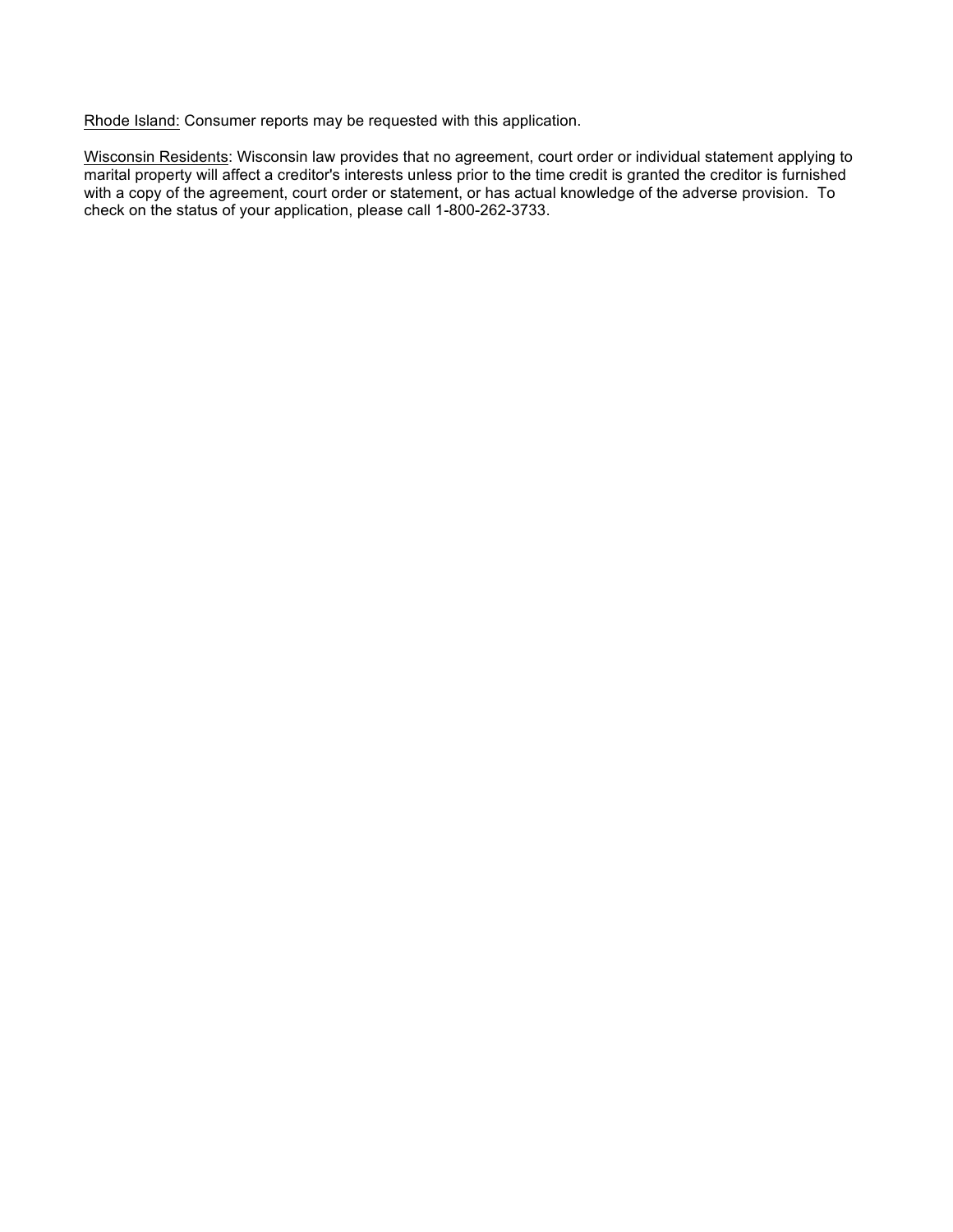<u>Rhode Island:</u> Consumer reports may be requested with this application.

<u>Wisconsin Residents</u>: Wisconsin law provides that no agreement, court order or individual statement applying to marital property will affect a creditor's interests unless prior to the time credit is granted the creditor is furnished with a copy of the agreement, court order or statement, or has actual knowledge of the adverse provision. To check on the status of your application, please call 1-800-262-3733.